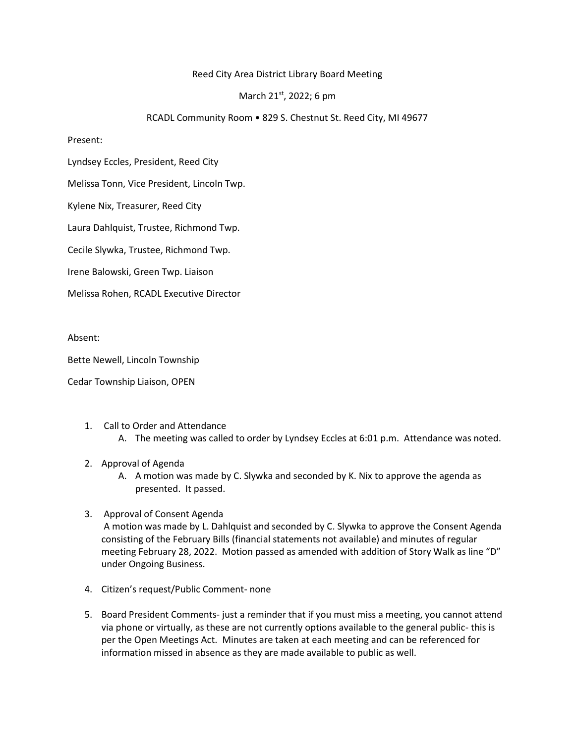Reed City Area District Library Board Meeting

March 21st, 2022; 6 pm

RCADL Community Room • 829 S. Chestnut St. Reed City, MI 49677

Present:

Lyndsey Eccles, President, Reed City

Melissa Tonn, Vice President, Lincoln Twp.

Kylene Nix, Treasurer, Reed City

Laura Dahlquist, Trustee, Richmond Twp.

Cecile Slywka, Trustee, Richmond Twp.

Irene Balowski, Green Twp. Liaison

Melissa Rohen, RCADL Executive Director

Absent:

Bette Newell, Lincoln Township

Cedar Township Liaison, OPEN

1. Call to Order and Attendance
   A. The meeting was called to order by Lyndsey Eccles at 6:01 p.m. Attendance was noted.

2. Approval of Agenda
   A. A motion was made by C. Slywka and seconded by K. Nix to approve the agenda as presented. It passed.

3. Approval of Consent Agenda
   A motion was made by L. Dahlquist and seconded by C. Slywka to approve the Consent Agenda consisting of the February Bills (financial statements not available) and minutes of regular meeting February 28, 2022. Motion passed as amended with addition of Story Walk as line "D" under Ongoing Business.

4. Citizen's request/Public Comment- none

5. Board President Comments- just a reminder that if you must miss a meeting, you cannot attend via phone or virtually, as these are not currently options available to the general public- this is per the Open Meetings Act. Minutes are taken at each meeting and can be referenced for information missed in absence as they are made available to public as well.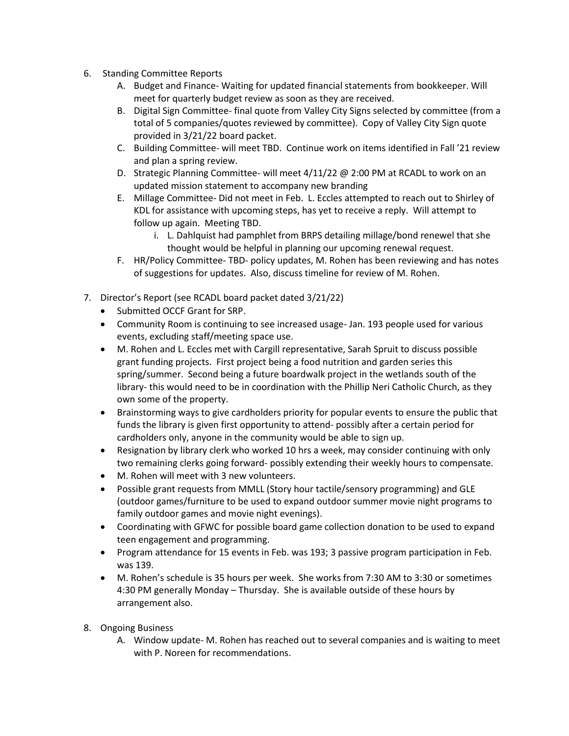6. Standing Committee Reports
   A. Budget and Finance- Waiting for updated financial statements from bookkeeper. Will meet for quarterly budget review as soon as they are received.
   B. Digital Sign Committee- final quote from Valley City Signs selected by committee (from a total of 5 companies/quotes reviewed by committee). Copy of Valley City Sign quote provided in 3/21/22 board packet.
   C. Building Committee- will meet TBD. Continue work on items identified in Fall '21 review and plan a spring review.
   D. Strategic Planning Committee- will meet 4/11/22 @ 2:00 PM at RCADL to work on an updated mission statement to accompany new branding
   E. Millage Committee- Did not meet in Feb. L. Eccles attempted to reach out to Shirley of KDL for assistance with upcoming steps, has yet to receive a reply. Will attempt to follow up again. Meeting TBD.
      i. L. Dahlquist had pamphlet from BRPS detailing millage/bond renewel that she thought would be helpful in planning our upcoming renewal request.
   F. HR/Policy Committee- TBD- policy updates, M. Rohen has been reviewing and has notes of suggestions for updates. Also, discuss timeline for review of M. Rohen.

7. Director's Report (see RCADL board packet dated 3/21/22)
   - Submitted OCCF Grant for SRP.
   - Community Room is continuing to see increased usage- Jan. 193 people used for various events, excluding staff/meeting space use.
   - M. Rohen and L. Eccles met with Cargill representative, Sarah Spruit to discuss possible grant funding projects. First project being a food nutrition and garden series this spring/summer. Second being a future boardwalk project in the wetlands south of the library- this would need to be in coordination with the Phillip Neri Catholic Church, as they own some of the property.
   - Brainstorming ways to give cardholders priority for popular events to ensure the public that funds the library is given first opportunity to attend- possibly after a certain period for cardholders only, anyone in the community would be able to sign up.
   - Resignation by library clerk who worked 10 hrs a week, may consider continuing with only two remaining clerks going forward- possibly extending their weekly hours to compensate.
   - M. Rohen will meet with 3 new volunteers.
   - Possible grant requests from MMLL (Story hour tactile/sensory programming) and GLE (outdoor games/furniture to be used to expand outdoor summer movie night programs to family outdoor games and movie night evenings).
   - Coordinating with GFWC for possible board game collection donation to be used to expand teen engagement and programming.
   - Program attendance for 15 events in Feb. was 193; 3 passive program participation in Feb. was 139.
   - M. Rohen's schedule is 35 hours per week. She works from 7:30 AM to 3:30 or sometimes 4:30 PM generally Monday – Thursday. She is available outside of these hours by arrangement also.

8. Ongoing Business
   A. Window update- M. Rohen has reached out to several companies and is waiting to meet with P. Noreen for recommendations.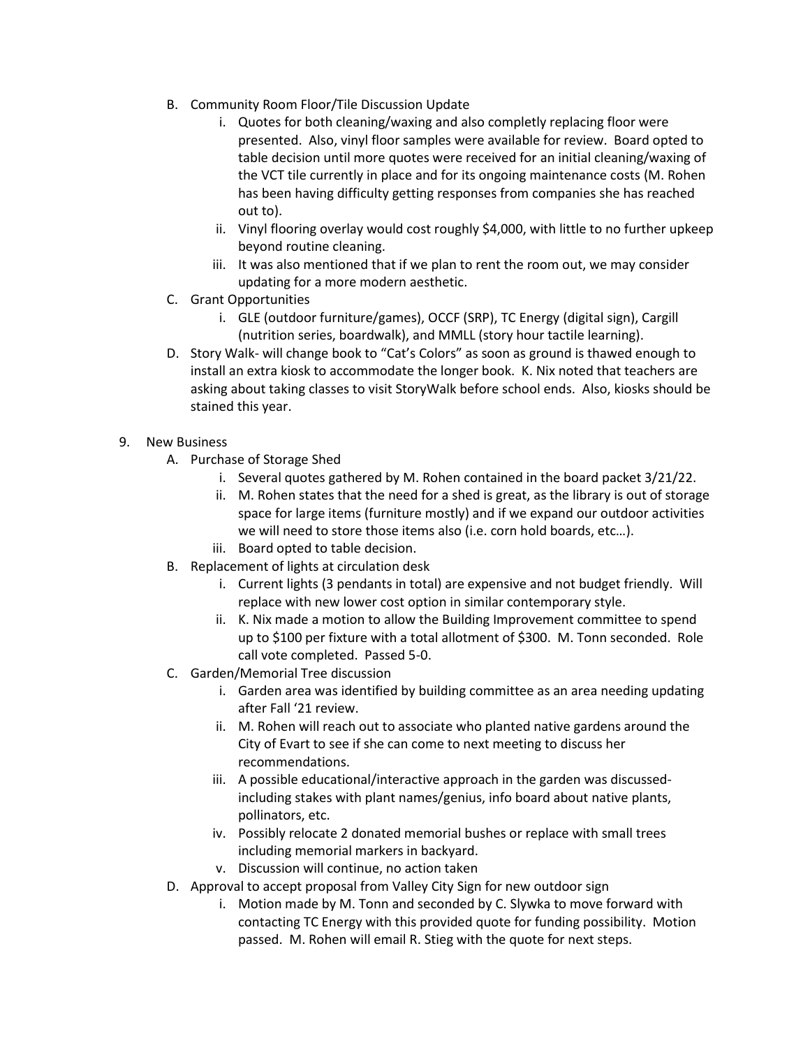B. Community Room Floor/Tile Discussion Update
   i. Quotes for both cleaning/waxing and also completly replacing floor were presented. Also, vinyl floor samples were available for review. Board opted to table decision until more quotes were received for an initial cleaning/waxing of the VCT tile currently in place and for its ongoing maintenance costs (M. Rohen has been having difficulty getting responses from companies she has reached out to).
   ii. Vinyl flooring overlay would cost roughly $4,000, with little to no further upkeep beyond routine cleaning.
   iii. It was also mentioned that if we plan to rent the room out, we may consider updating for a more modern aesthetic.

C. Grant Opportunities
   i. GLE (outdoor furniture/games), OCCF (SRP), TC Energy (digital sign), Cargill (nutrition series, boardwalk), and MMLL (story hour tactile learning).

D. Story Walk- will change book to "Cat's Colors" as soon as ground is thawed enough to install an extra kiosk to accommodate the longer book. K. Nix noted that teachers are asking about taking classes to visit StoryWalk before school ends. Also, kiosks should be stained this year.

9. New Business

A. Purchase of Storage Shed
   i. Several quotes gathered by M. Rohen contained in the board packet 3/21/22.
   ii. M. Rohen states that the need for a shed is great, as the library is out of storage space for large items (furniture mostly) and if we expand our outdoor activities we will need to store those items also (i.e. corn hold boards, etc…).
   iii. Board opted to table decision.

B. Replacement of lights at circulation desk
   i. Current lights (3 pendants in total) are expensive and not budget friendly. Will replace with new lower cost option in similar contemporary style.
   ii. K. Nix made a motion to allow the Building Improvement committee to spend up to $100 per fixture with a total allotment of $300. M. Tonn seconded. Role call vote completed. Passed 5-0.

C. Garden/Memorial Tree discussion
   i. Garden area was identified by building committee as an area needing updating after Fall '21 review.
   ii. M. Rohen will reach out to associate who planted native gardens around the City of Evart to see if she can come to next meeting to discuss her recommendations.
   iii. A possible educational/interactive approach in the garden was discussed- including stakes with plant names/genius, info board about native plants, pollinators, etc.
   iv. Possibly relocate 2 donated memorial bushes or replace with small trees including memorial markers in backyard.
   v. Discussion will continue, no action taken

D. Approval to accept proposal from Valley City Sign for new outdoor sign
   i. Motion made by M. Tonn and seconded by C. Slywka to move forward with contacting TC Energy with this provided quote for funding possibility. Motion passed. M. Rohen will email R. Stieg with the quote for next steps.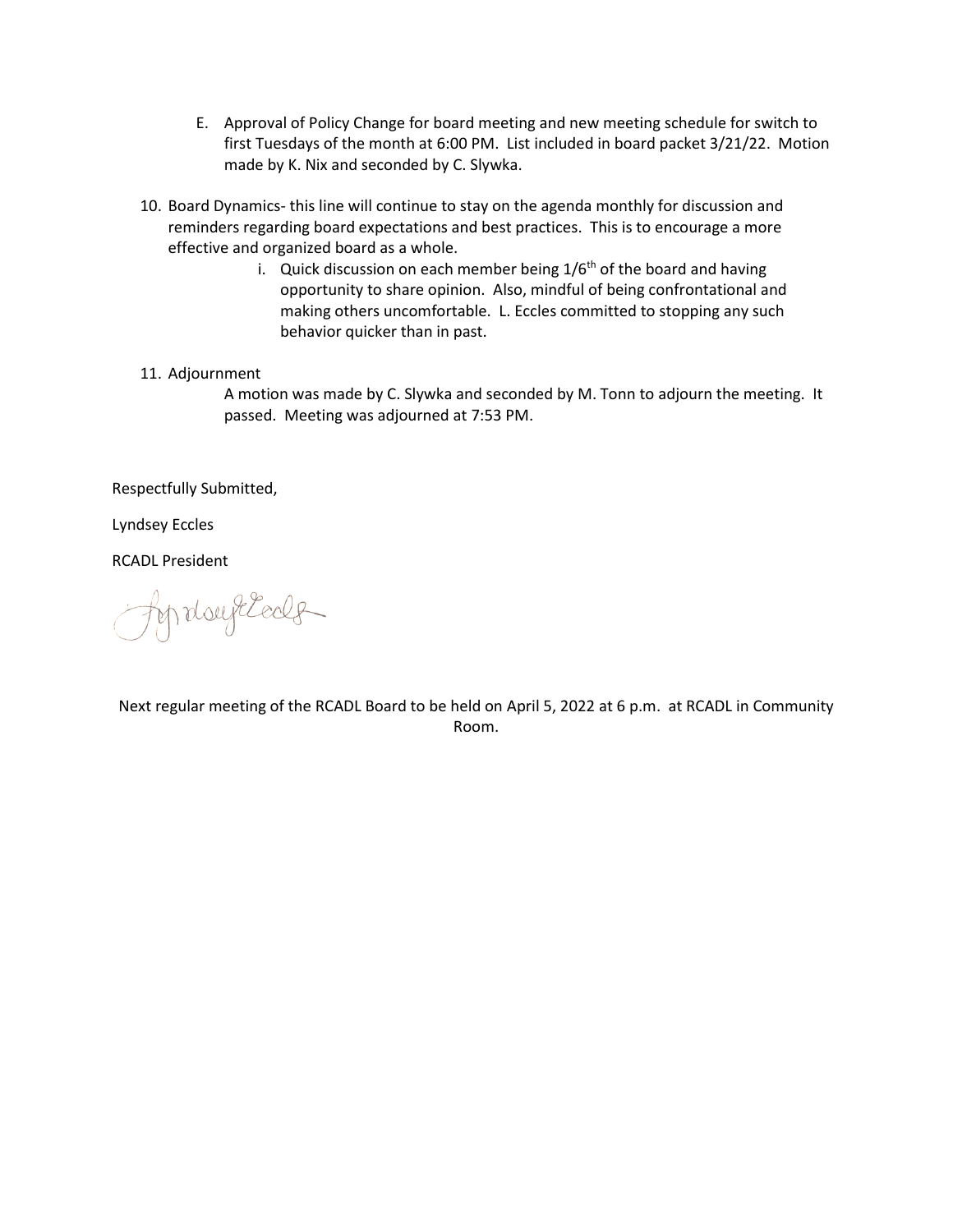E. Approval of Policy Change for board meeting and new meeting schedule for switch to first Tuesdays of the month at 6:00 PM. List included in board packet 3/21/22. Motion made by K. Nix and seconded by C. Slywka.

10. Board Dynamics- this line will continue to stay on the agenda monthly for discussion and reminders regarding board expectations and best practices. This is to encourage a more effective and organized board as a whole.
    i. Quick discussion on each member being 1/6th of the board and having opportunity to share opinion. Also, mindful of being confrontational and making others uncomfortable. L. Eccles committed to stopping any such behavior quicker than in past.

11. Adjournment

    A motion was made by C. Slywka and seconded by M. Tonn to adjourn the meeting. It passed. Meeting was adjourned at 7:53 PM.

Respectfully Submitted,

Lyndsey Eccles

RCADL President

Next regular meeting of the RCADL Board to be held on April 5, 2022 at 6 p.m. at RCADL in Community Room.